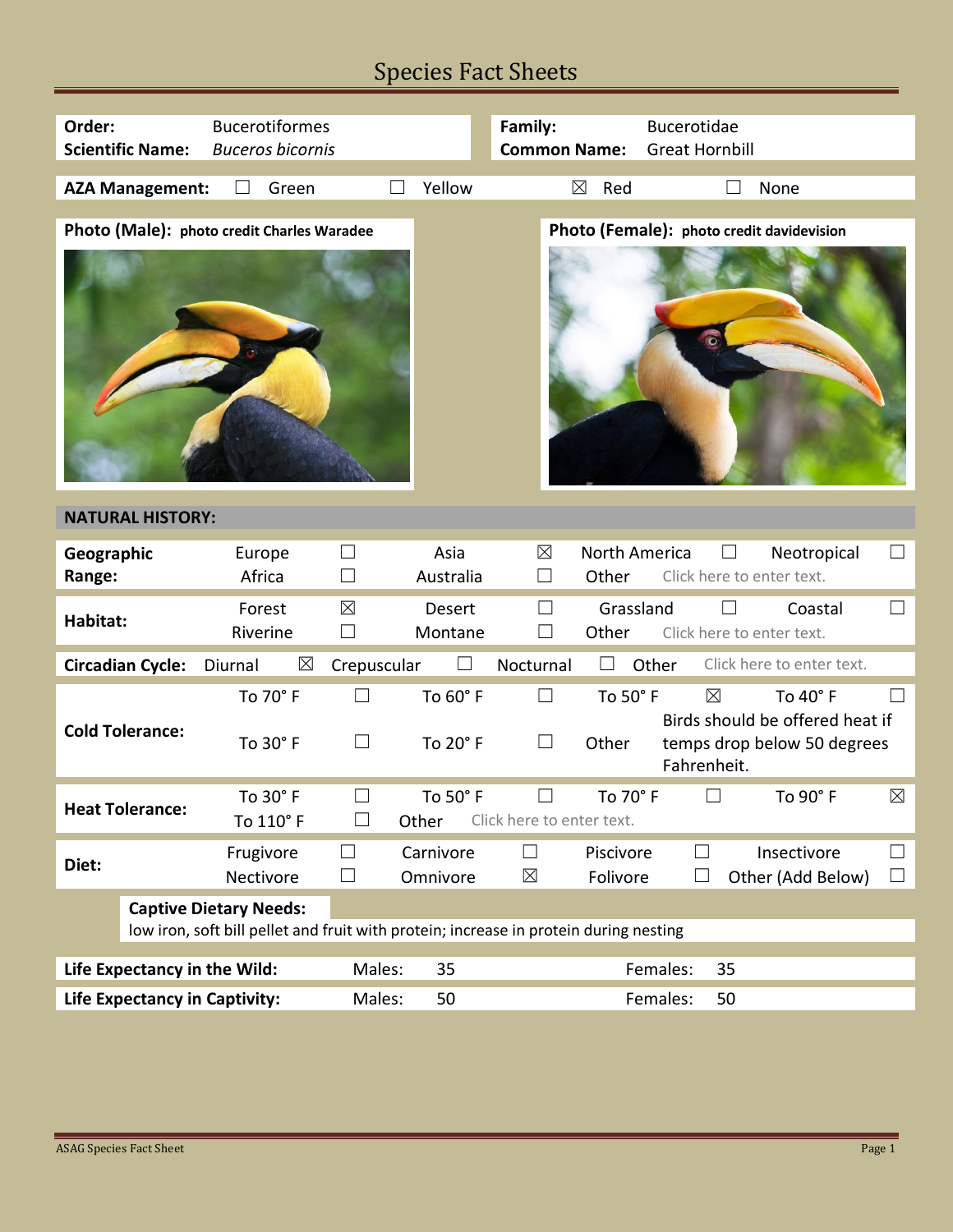# Species Fact Sheets

| | | | |
|---|---|---|---|
| **Order:** | Bucerotiformes | **Family:** | Bucerotidae |
| **Scientific Name:** | *Buceros bicornis* | **Common Name:** | Great Hornbill |

**AZA Management:** ☐ Green ☐ Yellow ☒ Red ☐ None

**Photo (Male):** photo credit Charles Waradee

**Photo (Female):** photo credit davidevision

## NATURAL HISTORY:

| | | | | | | | | |
|---|---|---|---|---|---|---|---|---|
| **Geographic Range:** | Europe | ☐ | Asia | ☒ | North America | ☐ | Neotropical | ☐ |
| | Africa | ☐ | Australia | ☐ | Other | Click here to enter text. | | |
| **Habitat:** | Forest | ☒ | Desert | ☐ | Grassland | ☐ | Coastal | ☐ |
| | Riverine | ☐ | Montane | ☐ | Other | Click here to enter text. | | |
| **Circadian Cycle:** | Diurnal | ☒ | Crepuscular | ☐ | Nocturnal | ☐ | Other | Click here to enter text. |
| **Cold Tolerance:** | To 70° F | ☐ | To 60° F | ☐ | To 50° F | ☒ | To 40° F | ☐ |
| | To 30° F | ☐ | To 20° F | ☐ | Other | Birds should be offered heat if temps drop below 50 degrees Fahrenheit. | | |
| **Heat Tolerance:** | To 30° F | ☐ | To 50° F | ☐ | To 70° F | ☐ | To 90° F | ☒ |
| | To 110° F | ☐ | Other | Click here to enter text. | | | | |
| **Diet:** | Frugivore | ☐ | Carnivore | ☐ | Piscivore | ☐ | Insectivore | ☐ |
| | Nectivore | ☐ | Omnivore | ☒ | Folivore | ☐ | Other (Add Below) | ☐ |

**Captive Dietary Needs:**
low iron, soft bill pellet and fruit with protein; increase in protein during nesting

| | | | | |
|---|---|---|---|---|
| **Life Expectancy in the Wild:** | Males: | 35 | Females: | 35 |
| **Life Expectancy in Captivity:** | Males: | 50 | Females: | 50 |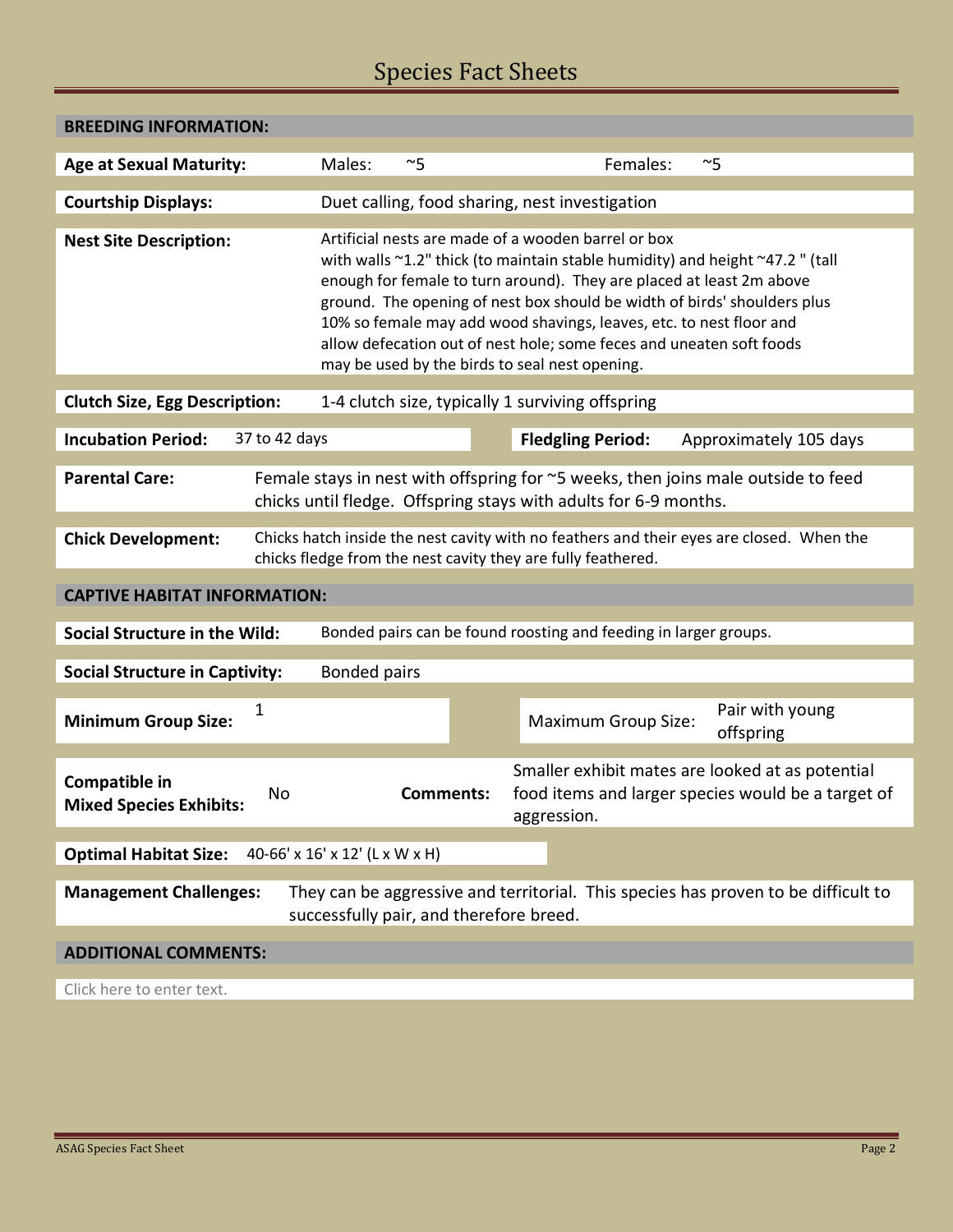# Species Fact Sheets

## BREEDING INFORMATION:

**Age at Sexual Maturity:** Males: ~5 Females: ~5

**Courtship Displays:** Duet calling, food sharing, nest investigation

**Nest Site Description:** Artificial nests are made of a wooden barrel or box with walls ~1.2" thick (to maintain stable humidity) and height ~47.2 " (tall enough for female to turn around). They are placed at least 2m above ground. The opening of nest box should be width of birds' shoulders plus 10% so female may add wood shavings, leaves, etc. to nest floor and allow defecation out of nest hole; some feces and uneaten soft foods may be used by the birds to seal nest opening.

**Clutch Size, Egg Description:** 1-4 clutch size, typically 1 surviving offspring

**Incubation Period:** 37 to 42 days

**Fledgling Period:** Approximately 105 days

**Parental Care:** Female stays in nest with offspring for ~5 weeks, then joins male outside to feed chicks until fledge. Offspring stays with adults for 6-9 months.

**Chick Development:** Chicks hatch inside the nest cavity with no feathers and their eyes are closed. When the chicks fledge from the nest cavity they are fully feathered.

## CAPTIVE HABITAT INFORMATION:

**Social Structure in the Wild:** Bonded pairs can be found roosting and feeding in larger groups.

**Social Structure in Captivity:** Bonded pairs

**Minimum Group Size:** 1

Maximum Group Size: Pair with young offspring

**Compatible in Mixed Species Exhibits:** No

**Comments:** Smaller exhibit mates are looked at as potential food items and larger species would be a target of aggression.

**Optimal Habitat Size:** 40-66' x 16' x 12' (L x W x H)

**Management Challenges:** They can be aggressive and territorial. This species has proven to be difficult to successfully pair, and therefore breed.

## ADDITIONAL COMMENTS:

Click here to enter text.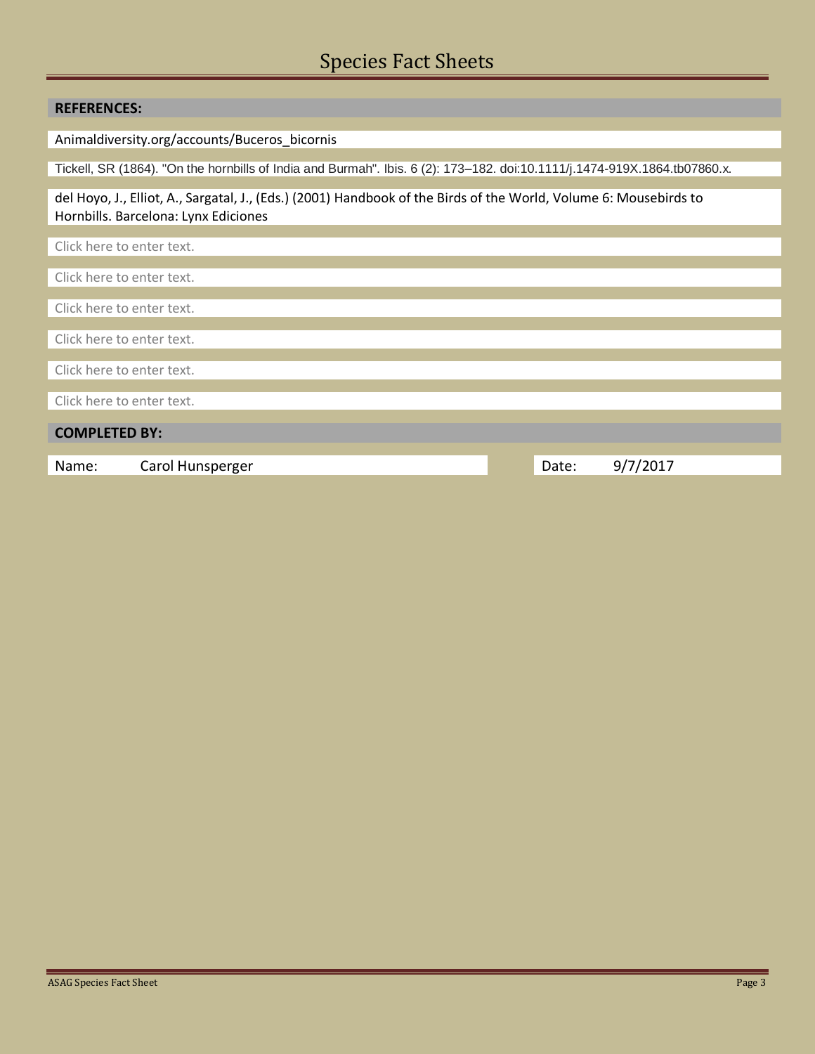# Species Fact Sheets

## REFERENCES:

Animaldiversity.org/accounts/Buceros_bicornis

Tickell, SR (1864). "On the hornbills of India and Burmah". Ibis. 6 (2): 173–182. doi:10.1111/j.1474-919X.1864.tb07860.x.

del Hoyo, J., Elliot, A., Sargatal, J., (Eds.) (2001) Handbook of the Birds of the World, Volume 6: Mousebirds to Hornbills. Barcelona: Lynx Ediciones

Click here to enter text.

Click here to enter text.

Click here to enter text.

Click here to enter text.

Click here to enter text.

Click here to enter text.

## COMPLETED BY:

Name: Carol Hunsperger

Date: 9/7/2017